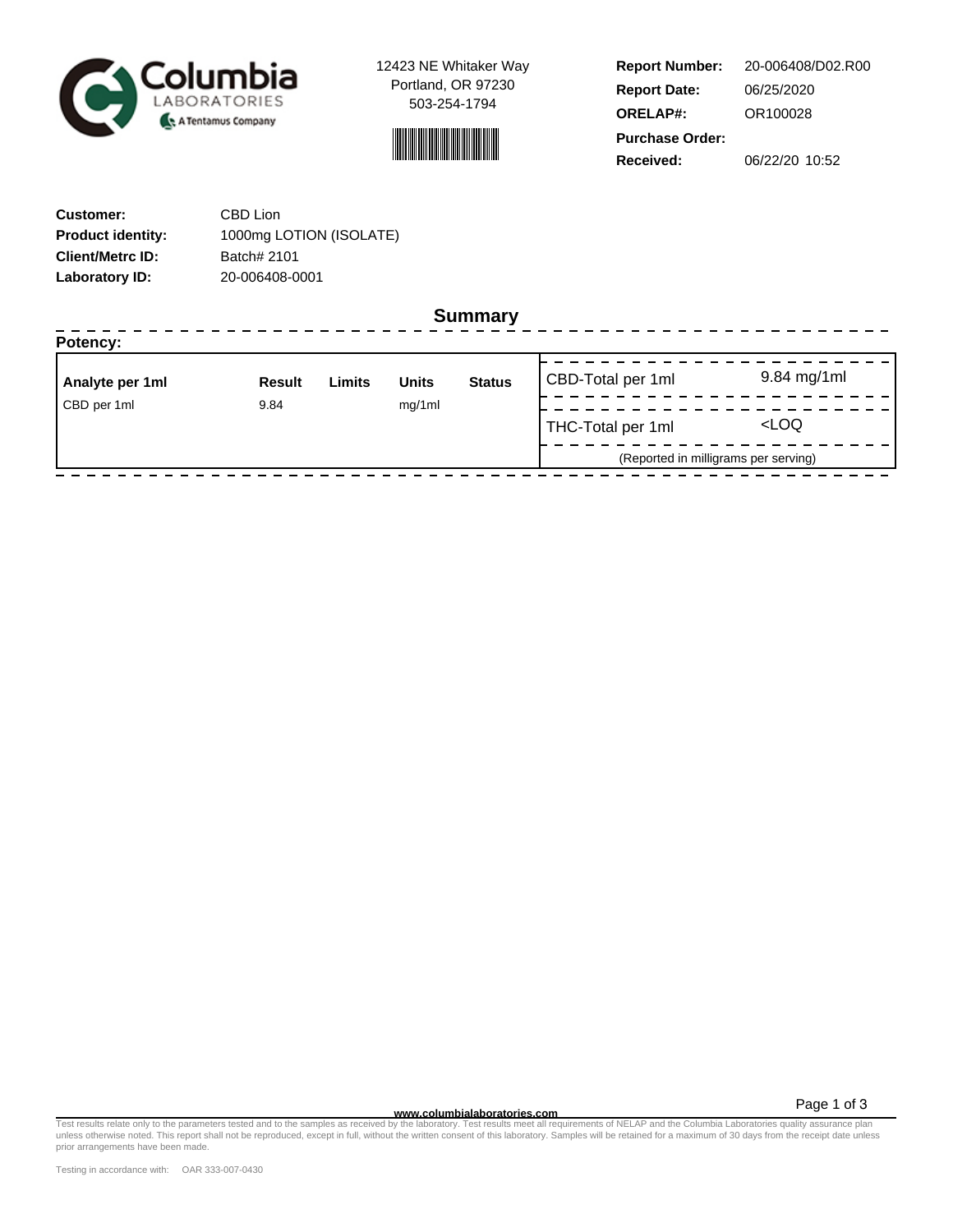Columbia LABORATORIES
A Tentamus Company

12423 NE Whitaker Way
Portland, OR 97230
503-254-1794

**Report Number:** 20-006408/D02.R00
**Report Date:** 06/25/2020
**ORELAP#:** OR100028
**Purchase Order:**
**Received:** 06/22/20 10:52

**Customer:** CBD Lion
**Product identity:** 1000mg LOTION (ISOLATE)
**Client/Metrc ID:** Batch# 2101
**Laboratory ID:** 20-006408-0001

## Summary

**Potency:**

| Analyte per 1ml | Result | Limits | Units | Status |
|---|---|---|---|---|
| CBD per 1ml | 9.84 | | mg/1ml | |

| | |
|---|---|
| CBD-Total per 1ml | 9.84 mg/1ml |
| THC-Total per 1ml | <LOQ |

(Reported in milligrams per serving)

www.columbialaboratories.com

Test results relate only to the parameters tested and to the samples as received by the laboratory. Test results meet all requirements of NELAP and the Columbia Laboratories quality assurance plan unless otherwise noted. This report shall not be reproduced, except in full, without the written consent of this laboratory. Samples will be retained for a maximum of 30 days from the receipt date unless prior arrangements have been made.

Testing in accordance with: OAR 333-007-0430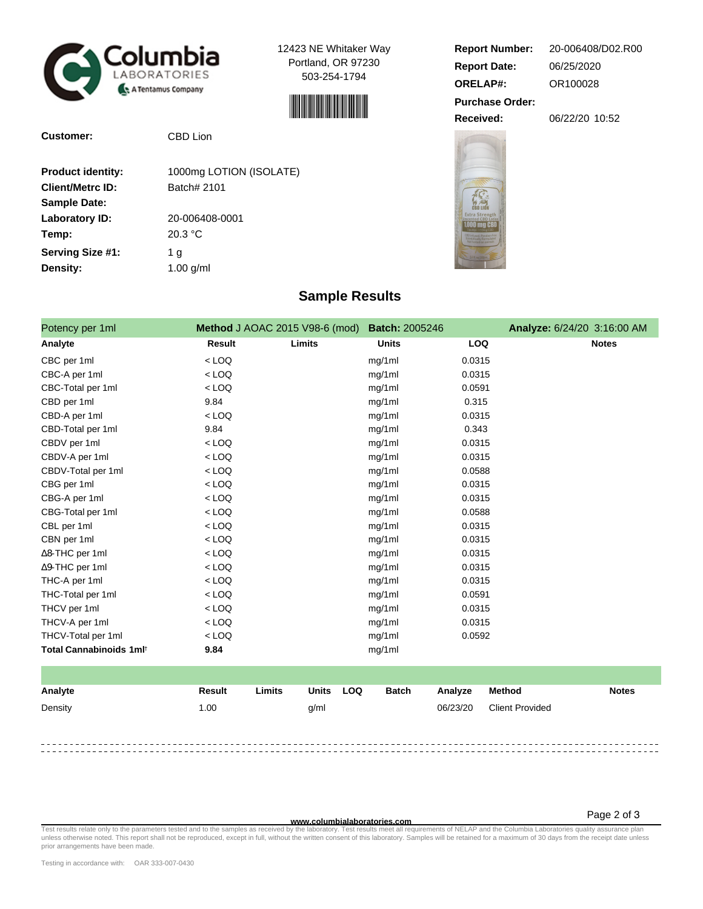Columbia LABORATORIES
A Tentamus Company

12423 NE Whitaker Way
Portland, OR 97230
503-254-1794

**Report Number:** 20-006408/D02.R00
**Report Date:** 06/25/2020
**ORELAP#:** OR100028
**Purchase Order:**
**Received:** 06/22/20 10:52

**Customer:** CBD Lion

**Product identity:** 1000mg LOTION (ISOLATE)
**Client/Metrc ID:** Batch# 2101
**Sample Date:**
**Laboratory ID:** 20-006408-0001
**Temp:** 20.3 °C
**Serving Size #1:** 1 g
**Density:** 1.00 g/ml

## Sample Results

Potency per 1ml — **Method** J AOAC 2015 V98-6 (mod) — **Batch:** 2005246 — **Analyze:** 6/24/20 3:16:00 AM

| Analyte | Result | Limits | Units | LOQ | Notes |
|---|---|---|---|---|---|
| CBC per 1ml | < LOQ | | mg/1ml | 0.0315 | |
| CBC-A per 1ml | < LOQ | | mg/1ml | 0.0315 | |
| CBC-Total per 1ml | < LOQ | | mg/1ml | 0.0591 | |
| CBD per 1ml | 9.84 | | mg/1ml | 0.315 | |
| CBD-A per 1ml | < LOQ | | mg/1ml | 0.0315 | |
| CBD-Total per 1ml | 9.84 | | mg/1ml | 0.343 | |
| CBDV per 1ml | < LOQ | | mg/1ml | 0.0315 | |
| CBDV-A per 1ml | < LOQ | | mg/1ml | 0.0315 | |
| CBDV-Total per 1ml | < LOQ | | mg/1ml | 0.0588 | |
| CBG per 1ml | < LOQ | | mg/1ml | 0.0315 | |
| CBG-A per 1ml | < LOQ | | mg/1ml | 0.0315 | |
| CBG-Total per 1ml | < LOQ | | mg/1ml | 0.0588 | |
| CBL per 1ml | < LOQ | | mg/1ml | 0.0315 | |
| CBN per 1ml | < LOQ | | mg/1ml | 0.0315 | |
| Δ8-THC per 1ml | < LOQ | | mg/1ml | 0.0315 | |
| Δ9-THC per 1ml | < LOQ | | mg/1ml | 0.0315 | |
| THC-A per 1ml | < LOQ | | mg/1ml | 0.0315 | |
| THC-Total per 1ml | < LOQ | | mg/1ml | 0.0591 | |
| THCV per 1ml | < LOQ | | mg/1ml | 0.0315 | |
| THCV-A per 1ml | < LOQ | | mg/1ml | 0.0315 | |
| THCV-Total per 1ml | < LOQ | | mg/1ml | 0.0592 | |
| **Total Cannabinoids 1ml†** | **9.84** | | mg/1ml | | |

| Analyte | Result | Limits | Units | LOQ | Batch | Analyze | Method | Notes |
|---|---|---|---|---|---|---|---|---|
| Density | 1.00 | | g/ml | | | 06/23/20 | Client Provided | |

www.columbialaboratories.com

Test results relate only to the parameters tested and to the samples as received by the laboratory. Test results meet all requirements of NELAP and the Columbia Laboratories quality assurance plan unless otherwise noted. This report shall not be reproduced, except in full, without the written consent of this laboratory. Samples will be retained for a maximum of 30 days from the receipt date unless prior arrangements have been made.

Testing in accordance with: OAR 333-007-0430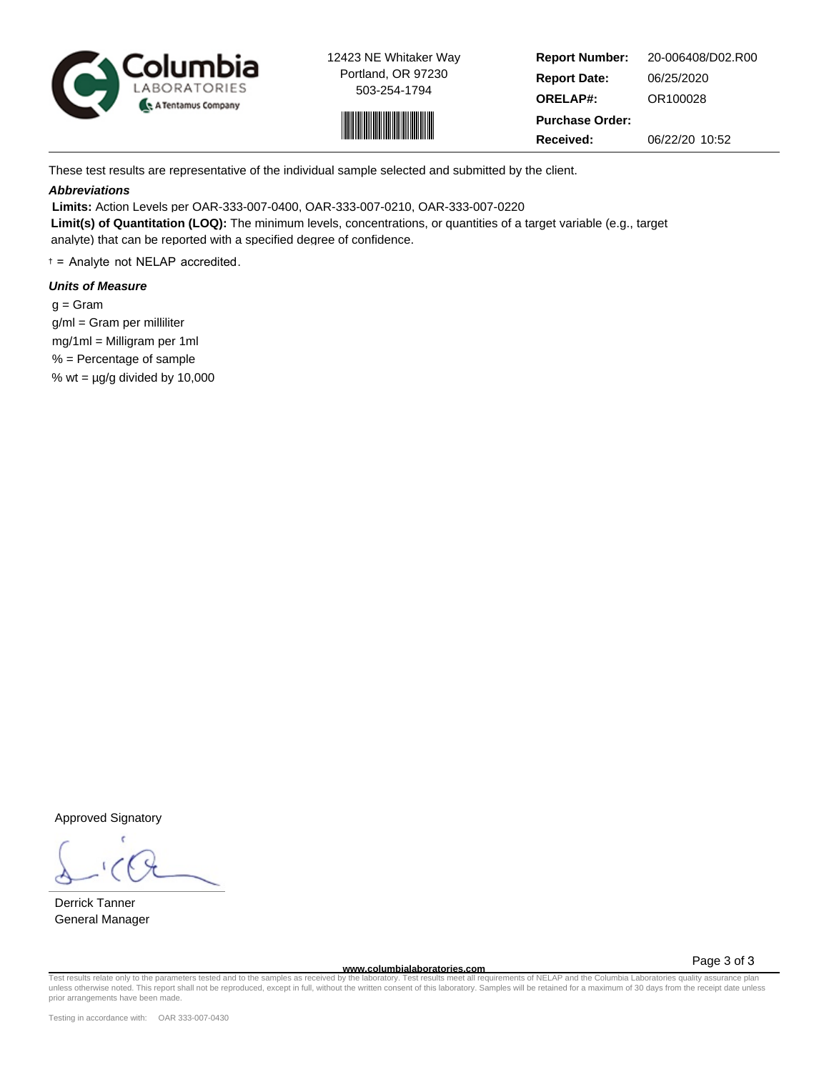Columbia LABORATORIES A Tentamus Company

12423 NE Whitaker Way
Portland, OR 97230
503-254-1794

| | |
|---|---|
| **Report Number:** | 20-006408/D02.R00 |
| **Report Date:** | 06/25/2020 |
| **ORELAP#:** | OR100028 |
| **Purchase Order:** | |
| **Received:** | 06/22/20 10:52 |

These test results are representative of the individual sample selected and submitted by the client.

***Abbreviations***

**Limits:** Action Levels per OAR-333-007-0400, OAR-333-007-0210, OAR-333-007-0220

**Limit(s) of Quantitation (LOQ):** The minimum levels, concentrations, or quantities of a target variable (e.g., target analyte) that can be reported with a specified degree of confidence.

† = Analyte not NELAP accredited.

***Units of Measure***

g = Gram
g/ml = Gram per milliliter
mg/1ml = Milligram per 1ml
% = Percentage of sample
% wt = µg/g divided by 10,000

Approved Signatory

Derrick Tanner
General Manager

www.columbialaboratories.com

Test results relate only to the parameters tested and to the samples as received by the laboratory. Test results meet all requirements of NELAP and the Columbia Laboratories quality assurance plan unless otherwise noted. This report shall not be reproduced, except in full, without the written consent of this laboratory. Samples will be retained for a maximum of 30 days from the receipt date unless prior arrangements have been made.

Testing in accordance with: OAR 333-007-0430